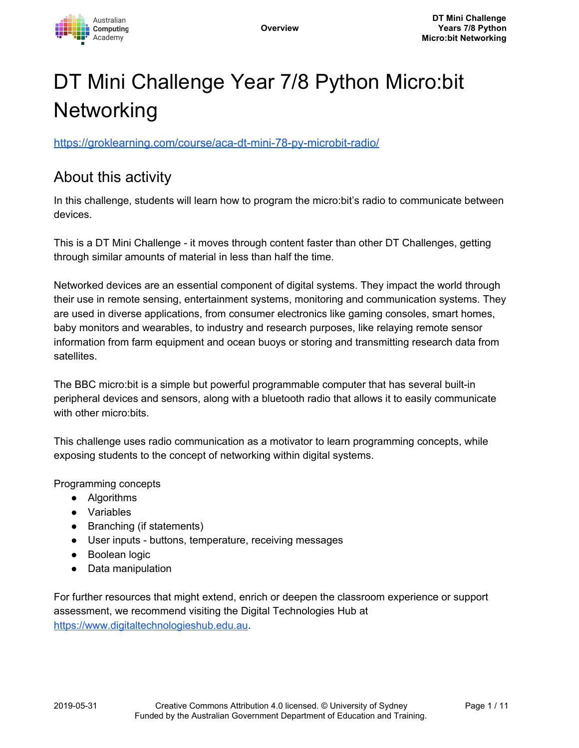# DT Mini Challenge Year 7/8 Python Micro:bit Networking

https://groklearning.com/course/aca-dt-mini-78-py-microbit-radio/

## About this activity

In this challenge, students will learn how to program the micro:bit's radio to communicate between devices.

This is a DT Mini Challenge - it moves through content faster than other DT Challenges, getting through similar amounts of material in less than half the time.

Networked devices are an essential component of digital systems. They impact the world through their use in remote sensing, entertainment systems, monitoring and communication systems. They are used in diverse applications, from consumer electronics like gaming consoles, smart homes, baby monitors and wearables, to industry and research purposes, like relaying remote sensor information from farm equipment and ocean buoys or storing and transmitting research data from satellites.

The BBC micro:bit is a simple but powerful programmable computer that has several built-in peripheral devices and sensors, along with a bluetooth radio that allows it to easily communicate with other micro:bits.

This challenge uses radio communication as a motivator to learn programming concepts, while exposing students to the concept of networking within digital systems.

Programming concepts

- Algorithms
- Variables
- Branching (if statements)
- User inputs - buttons, temperature, receiving messages
- Boolean logic
- Data manipulation

For further resources that might extend, enrich or deepen the classroom experience or support assessment, we recommend visiting the Digital Technologies Hub at https://www.digitaltechnologieshub.edu.au.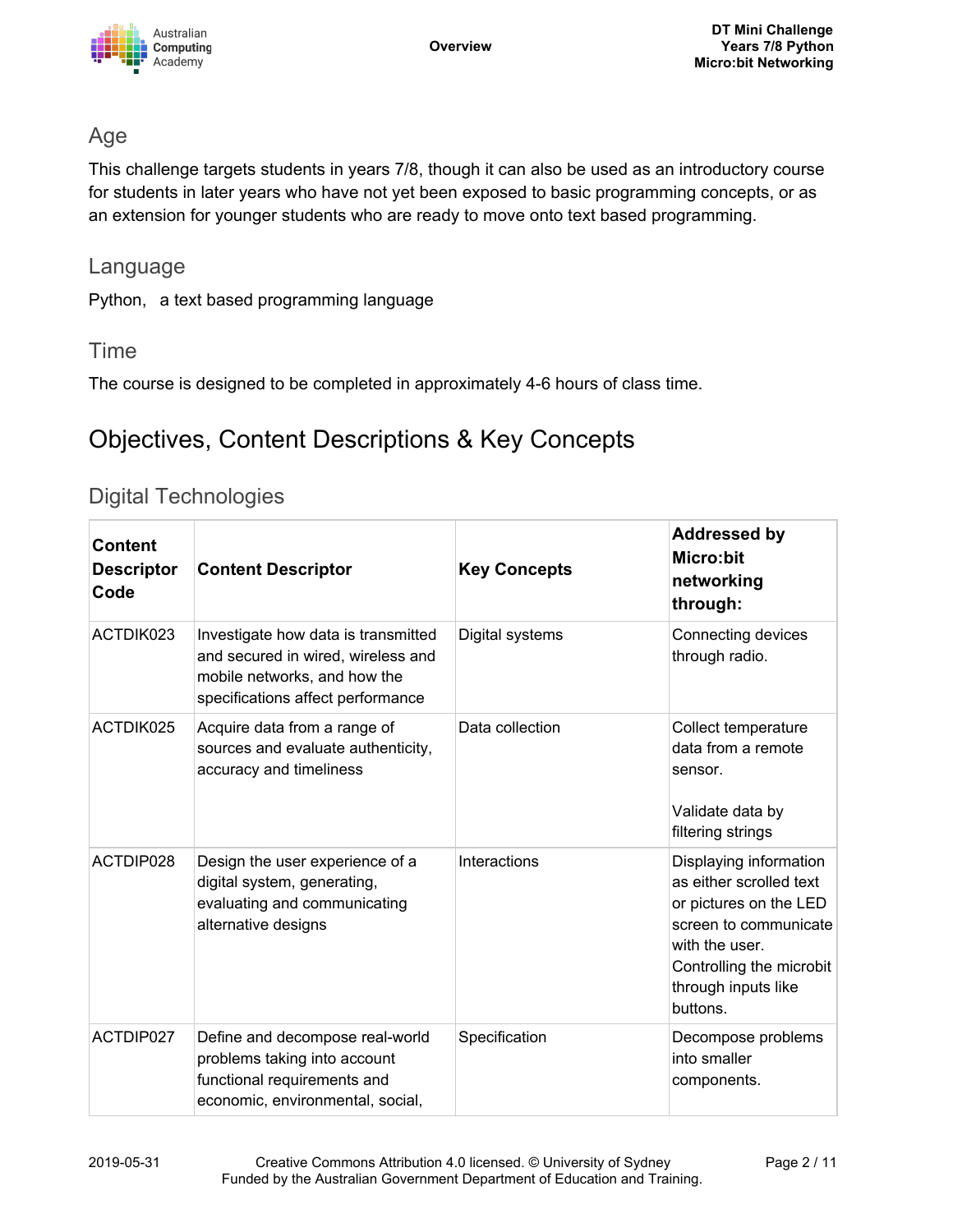## Age

This challenge targets students in years 7/8, though it can also be used as an introductory course for students in later years who have not yet been exposed to basic programming concepts, or as an extension for younger students who are ready to move onto text based programming.

## Language

Python,   a text based programming language

## Time

The course is designed to be completed in approximately 4-6 hours of class time.

# Objectives, Content Descriptions & Key Concepts

## Digital Technologies

| Content Descriptor Code | Content Descriptor | Key Concepts | Addressed by Micro:bit networking through: |
|---|---|---|---|
| ACTDIK023 | Investigate how data is transmitted and secured in wired, wireless and mobile networks, and how the specifications affect performance | Digital systems | Connecting devices through radio. |
| ACTDIK025 | Acquire data from a range of sources and evaluate authenticity, accuracy and timeliness | Data collection | Collect temperature data from a remote sensor.<br><br>Validate data by filtering strings |
| ACTDIP028 | Design the user experience of a digital system, generating, evaluating and communicating alternative designs | Interactions | Displaying information as either scrolled text or pictures on the LED screen to communicate with the user. Controlling the microbit through inputs like buttons. |
| ACTDIP027 | Define and decompose real-world problems taking into account functional requirements and economic, environmental, social, | Specification | Decompose problems into smaller components. |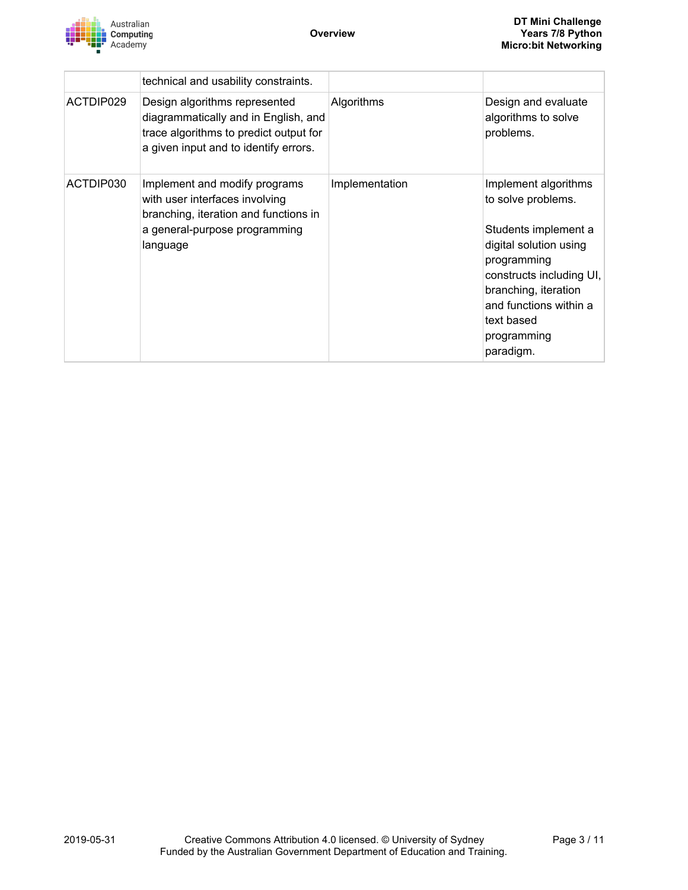|  |  |  |  |
|---|---|---|---|
|  | technical and usability constraints. |  |  |
| ACTDIP029 | Design algorithms represented diagrammatically and in English, and trace algorithms to predict output for a given input and to identify errors. | Algorithms | Design and evaluate algorithms to solve problems. |
| ACTDIP030 | Implement and modify programs with user interfaces involving branching, iteration and functions in a general-purpose programming language | Implementation | Implement algorithms to solve problems.<br><br>Students implement a digital solution using programming constructs including UI, branching, iteration and functions within a text based programming paradigm. |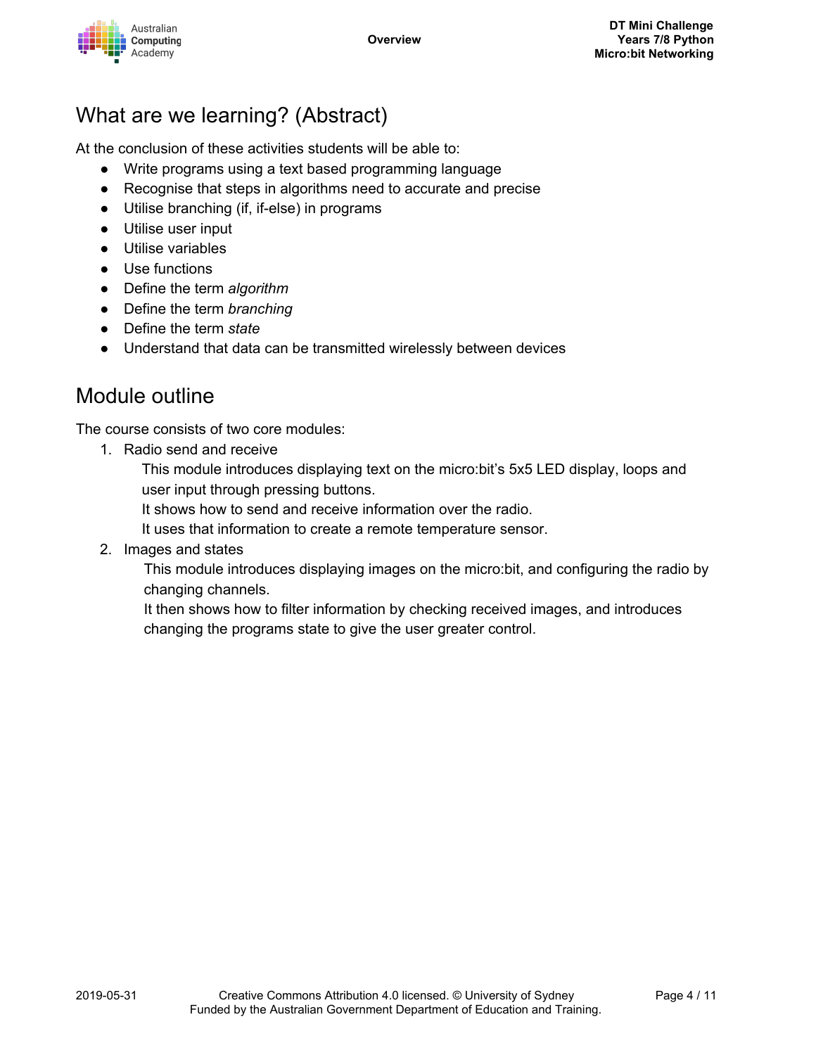## What are we learning? (Abstract)

At the conclusion of these activities students will be able to:

- Write programs using a text based programming language
- Recognise that steps in algorithms need to accurate and precise
- Utilise branching (if, if-else) in programs
- Utilise user input
- Utilise variables
- Use functions
- Define the term *algorithm*
- Define the term *branching*
- Define the term *state*
- Understand that data can be transmitted wirelessly between devices

## Module outline

The course consists of two core modules:

1. Radio send and receive

   This module introduces displaying text on the micro:bit's 5x5 LED display, loops and user input through pressing buttons.
   It shows how to send and receive information over the radio.
   It uses that information to create a remote temperature sensor.

2. Images and states

   This module introduces displaying images on the micro:bit, and configuring the radio by changing channels.
   It then shows how to filter information by checking received images, and introduces changing the programs state to give the user greater control.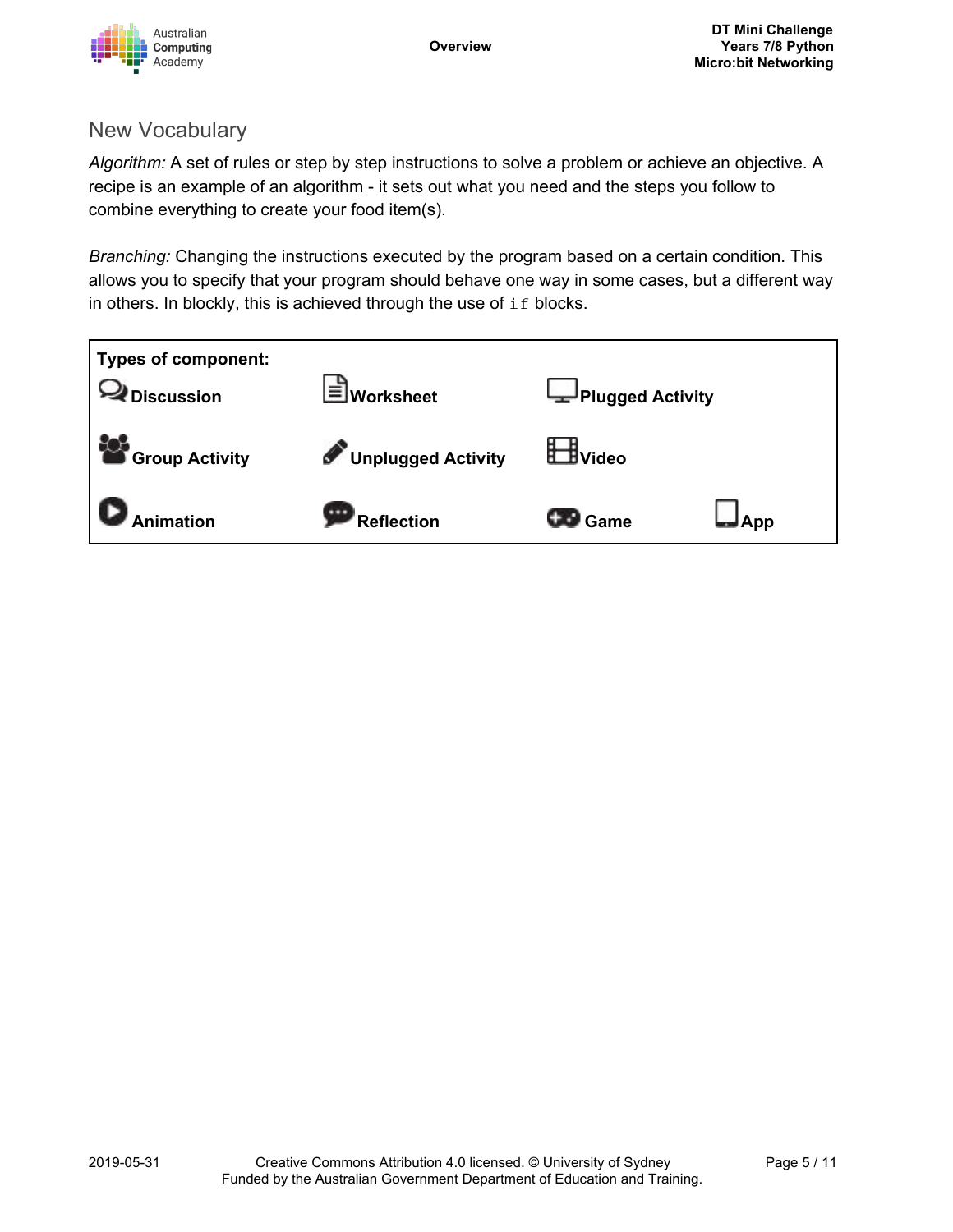## New Vocabulary

*Algorithm:* A set of rules or step by step instructions to solve a problem or achieve an objective. A recipe is an example of an algorithm - it sets out what you need and the steps you follow to combine everything to create your food item(s).

*Branching:* Changing the instructions executed by the program based on a certain condition. This allows you to specify that your program should behave one way in some cases, but a different way in others. In blockly, this is achieved through the use of `if` blocks.

| **Types of component:** | | | |
|---|---|---|---|
| **Discussion** | **Worksheet** | **Plugged Activity** | |
| **Group Activity** | **Unplugged Activity** | **Video** | |
| **Animation** | **Reflection** | **Game** | **App** |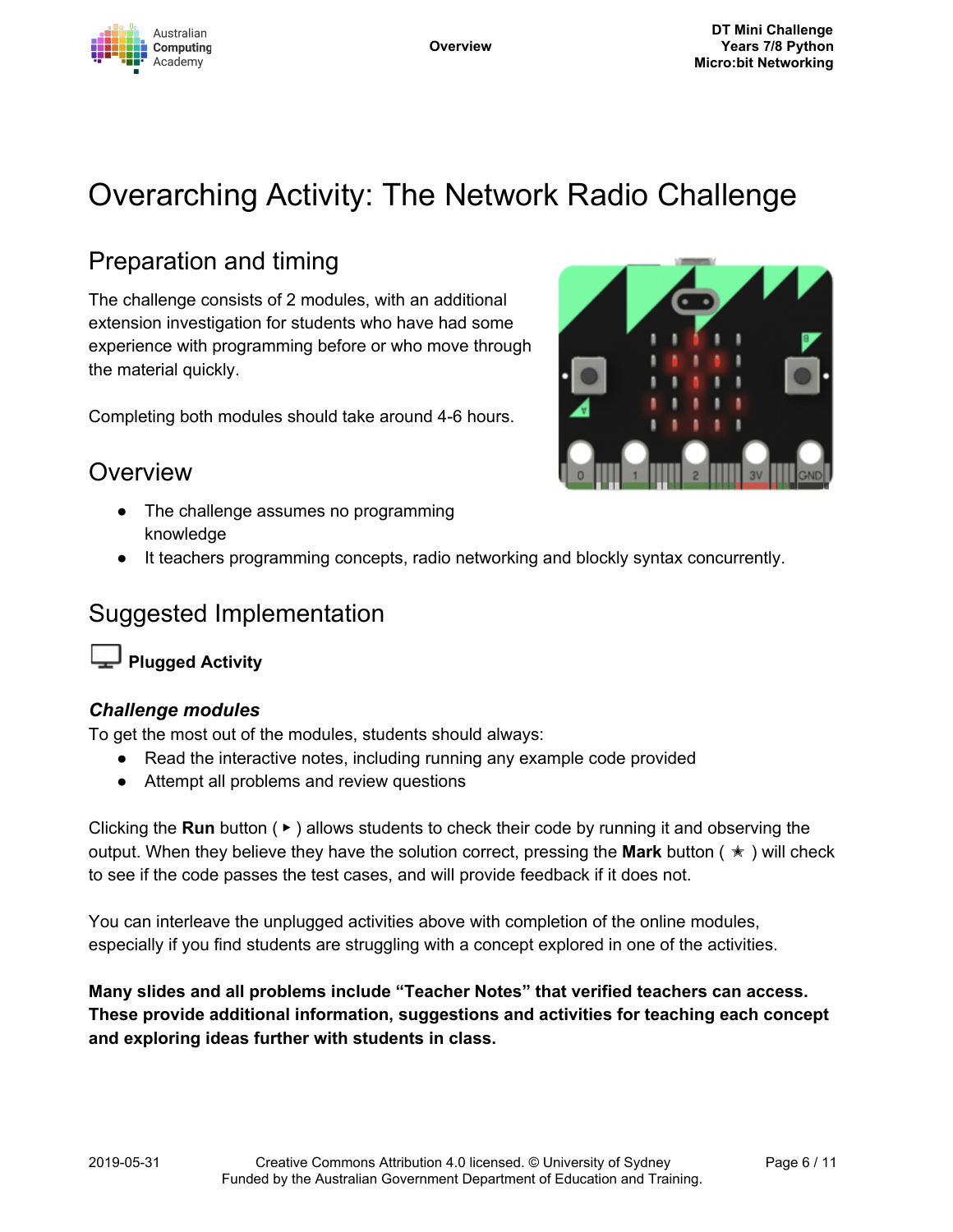# Overarching Activity: The Network Radio Challenge

## Preparation and timing

The challenge consists of 2 modules, with an additional extension investigation for students who have had some experience with programming before or who move through the material quickly.

Completing both modules should take around 4-6 hours.

## Overview

- The challenge assumes no programming knowledge
- It teachers programming concepts, radio networking and blockly syntax concurrently.

## Suggested Implementation

### Plugged Activity

***Challenge modules***

To get the most out of the modules, students should always:

- Read the interactive notes, including running any example code provided
- Attempt all problems and review questions

Clicking the **Run** button ( ▸ ) allows students to check their code by running it and observing the output. When they believe they have the solution correct, pressing the **Mark** button ( ★ ) will check to see if the code passes the test cases, and will provide feedback if it does not.

You can interleave the unplugged activities above with completion of the online modules, especially if you find students are struggling with a concept explored in one of the activities.

**Many slides and all problems include "Teacher Notes" that verified teachers can access. These provide additional information, suggestions and activities for teaching each concept and exploring ideas further with students in class.**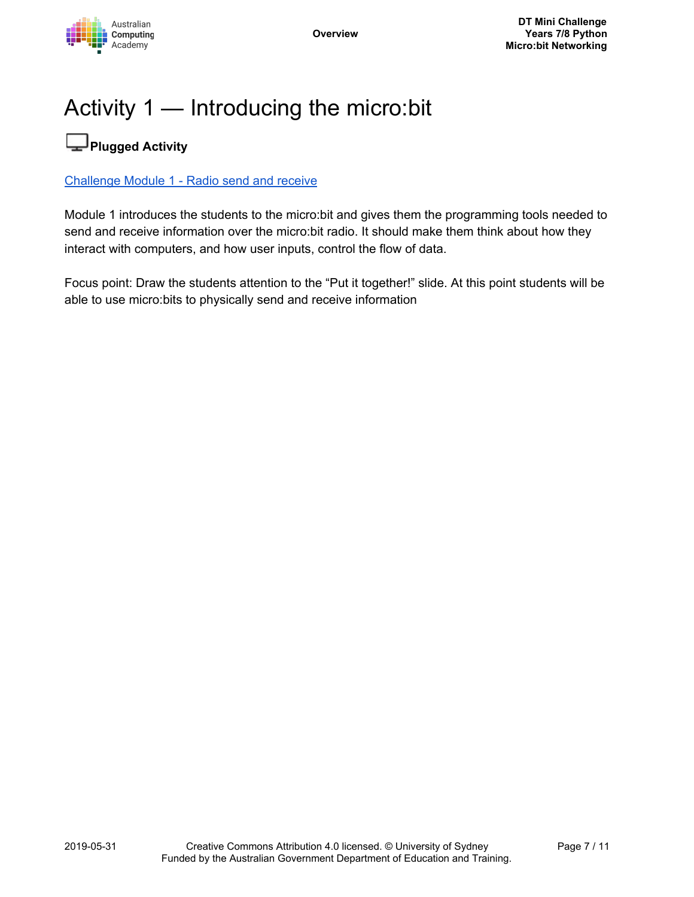# Activity 1 — Introducing the micro:bit

**Plugged Activity**

Challenge Module 1 - Radio send and receive

Module 1 introduces the students to the micro:bit and gives them the programming tools needed to send and receive information over the micro:bit radio. It should make them think about how they interact with computers, and how user inputs, control the flow of data.

Focus point: Draw the students attention to the “Put it together!” slide. At this point students will be able to use micro:bits to physically send and receive information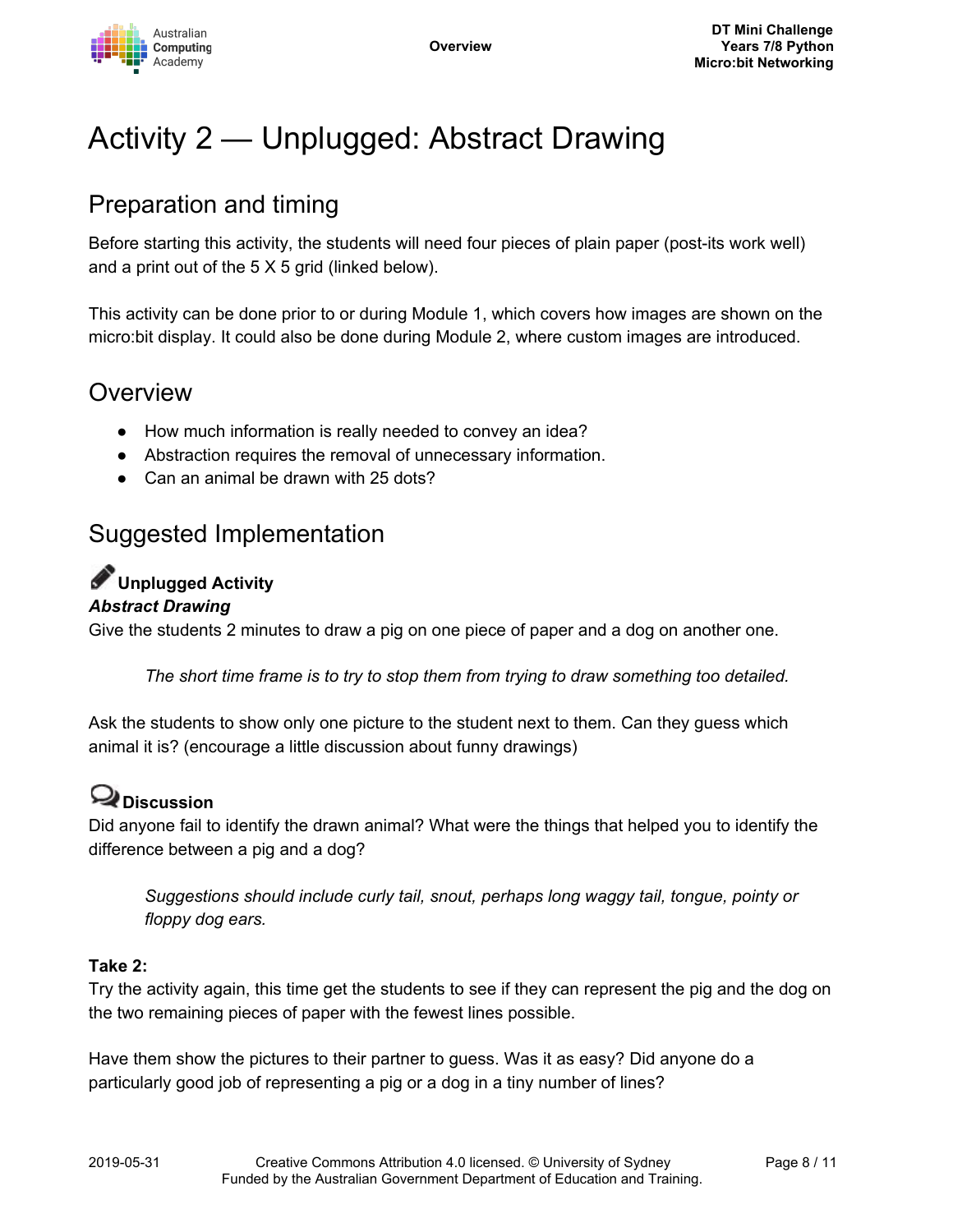# Activity 2 — Unplugged: Abstract Drawing

## Preparation and timing

Before starting this activity, the students will need four pieces of plain paper (post-its work well) and a print out of the 5 X 5 grid (linked below).

This activity can be done prior to or during Module 1, which covers how images are shown on the micro:bit display. It could also be done during Module 2, where custom images are introduced.

## Overview

- How much information is really needed to convey an idea?
- Abstraction requires the removal of unnecessary information.
- Can an animal be drawn with 25 dots?

## Suggested Implementation

**Unplugged Activity**

***Abstract Drawing***

Give the students 2 minutes to draw a pig on one piece of paper and a dog on another one.

> *The short time frame is to try to stop them from trying to draw something too detailed.*

Ask the students to show only one picture to the student next to them. Can they guess which animal it is? (encourage a little discussion about funny drawings)

**Discussion**

Did anyone fail to identify the drawn animal? What were the things that helped you to identify the difference between a pig and a dog?

> *Suggestions should include curly tail, snout, perhaps long waggy tail, tongue, pointy or floppy dog ears.*

**Take 2:**

Try the activity again, this time get the students to see if they can represent the pig and the dog on the two remaining pieces of paper with the fewest lines possible.

Have them show the pictures to their partner to guess. Was it as easy? Did anyone do a particularly good job of representing a pig or a dog in a tiny number of lines?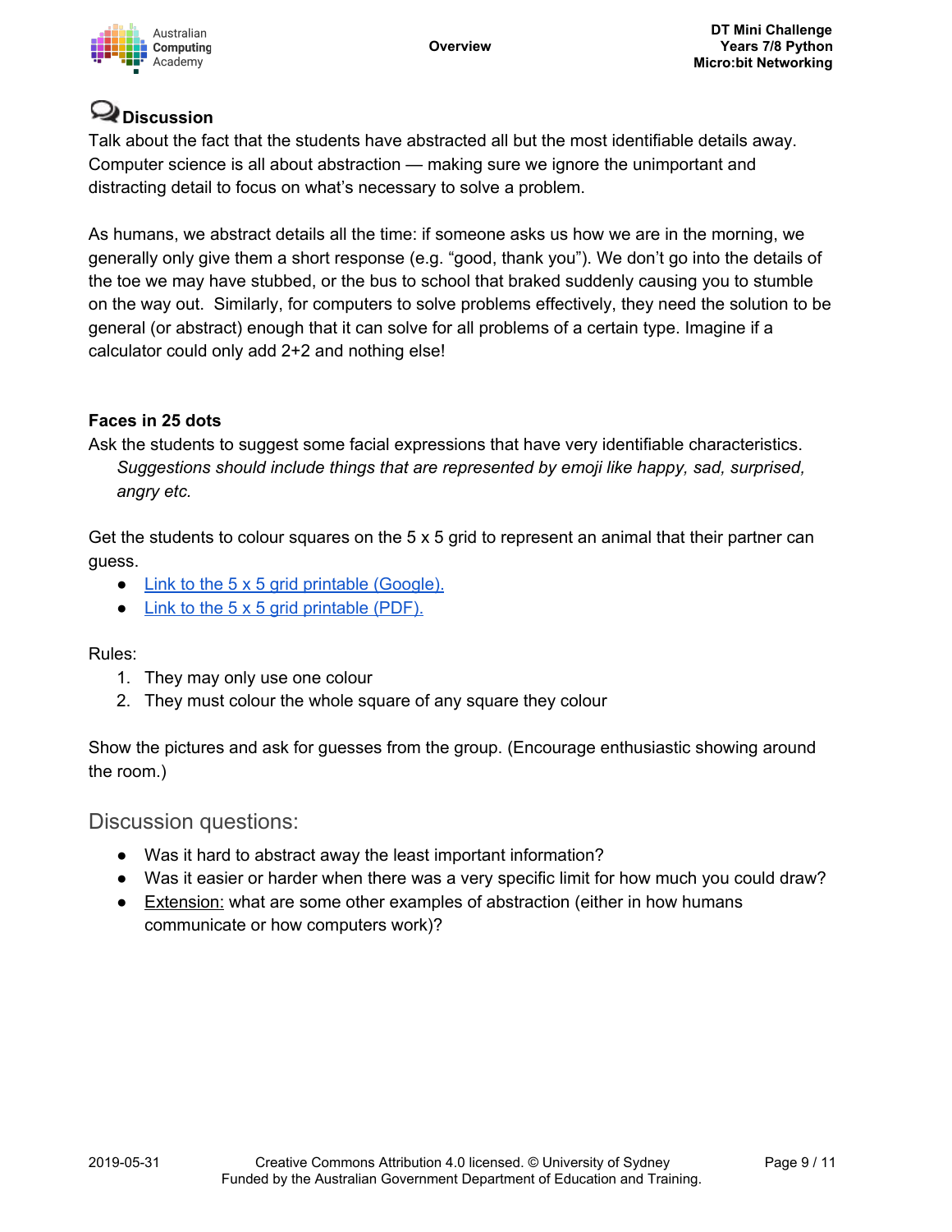## Discussion

Talk about the fact that the students have abstracted all but the most identifiable details away. Computer science is all about abstraction — making sure we ignore the unimportant and distracting detail to focus on what's necessary to solve a problem.

As humans, we abstract details all the time: if someone asks us how we are in the morning, we generally only give them a short response (e.g. "good, thank you"). We don't go into the details of the toe we may have stubbed, or the bus to school that braked suddenly causing you to stumble on the way out. Similarly, for computers to solve problems effectively, they need the solution to be general (or abstract) enough that it can solve for all problems of a certain type. Imagine if a calculator could only add 2+2 and nothing else!

**Faces in 25 dots**

Ask the students to suggest some facial expressions that have very identifiable characteristics.

*Suggestions should include things that are represented by emoji like happy, sad, surprised, angry etc.*

Get the students to colour squares on the 5 x 5 grid to represent an animal that their partner can guess.

- Link to the 5 x 5 grid printable (Google).
- Link to the 5 x 5 grid printable (PDF).

Rules:

1. They may only use one colour
2. They must colour the whole square of any square they colour

Show the pictures and ask for guesses from the group. (Encourage enthusiastic showing around the room.)

### Discussion questions:

- Was it hard to abstract away the least important information?
- Was it easier or harder when there was a very specific limit for how much you could draw?
- Extension: what are some other examples of abstraction (either in how humans communicate or how computers work)?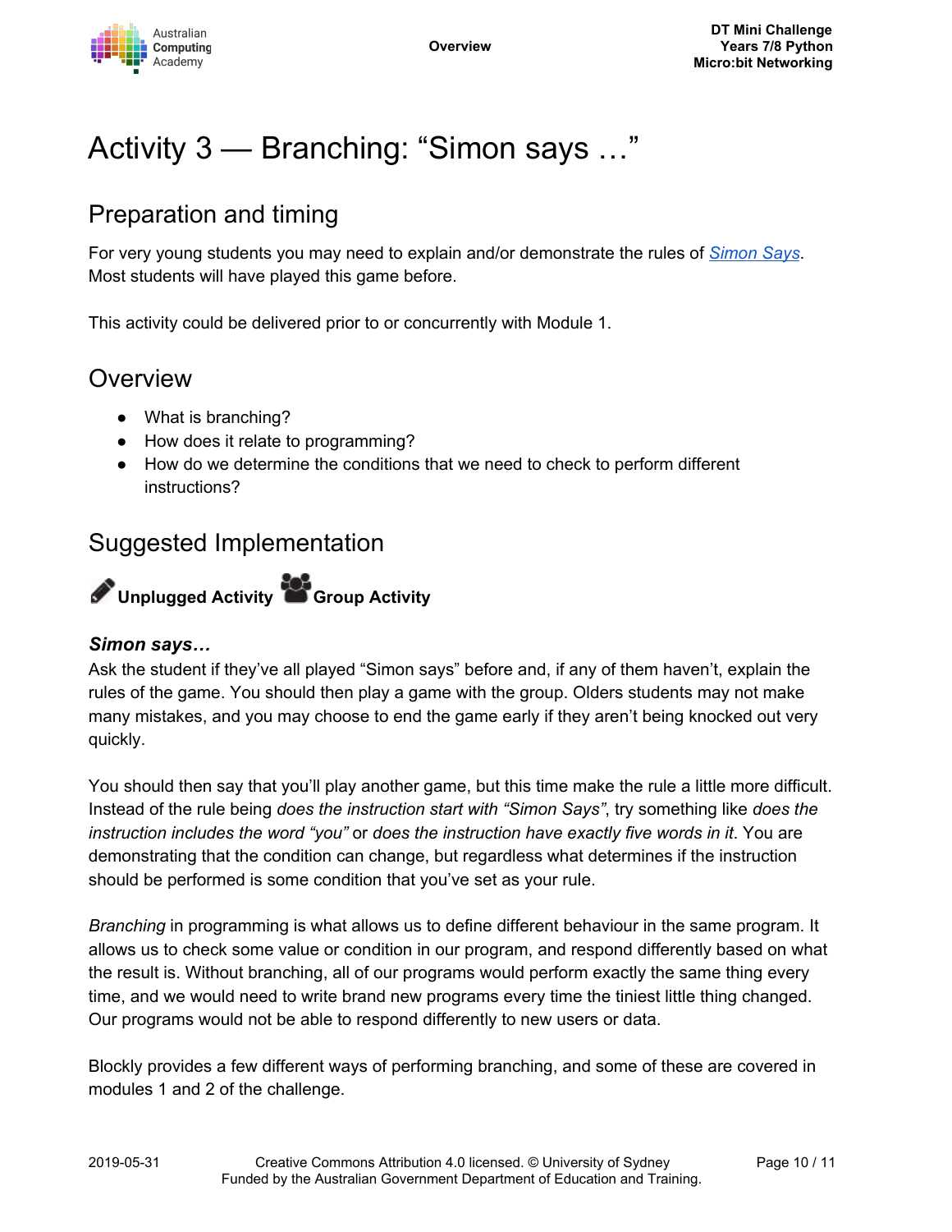# Activity 3 — Branching: "Simon says …"

## Preparation and timing

For very young students you may need to explain and/or demonstrate the rules of [Simon Says](Simon Says). Most students will have played this game before.

This activity could be delivered prior to or concurrently with Module 1.

## Overview

- What is branching?
- How does it relate to programming?
- How do we determine the conditions that we need to check to perform different instructions?

## Suggested Implementation

**Unplugged Activity** **Group Activity**

### *Simon says…*

Ask the student if they've all played "Simon says" before and, if any of them haven't, explain the rules of the game. You should then play a game with the group. Olders students may not make many mistakes, and you may choose to end the game early if they aren't being knocked out very quickly.

You should then say that you'll play another game, but this time make the rule a little more difficult. Instead of the rule being *does the instruction start with "Simon Says"*, try something like *does the instruction includes the word "you"* or *does the instruction have exactly five words in it*. You are demonstrating that the condition can change, but regardless what determines if the instruction should be performed is some condition that you've set as your rule.

*Branching* in programming is what allows us to define different behaviour in the same program. It allows us to check some value or condition in our program, and respond differently based on what the result is. Without branching, all of our programs would perform exactly the same thing every time, and we would need to write brand new programs every time the tiniest little thing changed. Our programs would not be able to respond differently to new users or data.

Blockly provides a few different ways of performing branching, and some of these are covered in modules 1 and 2 of the challenge.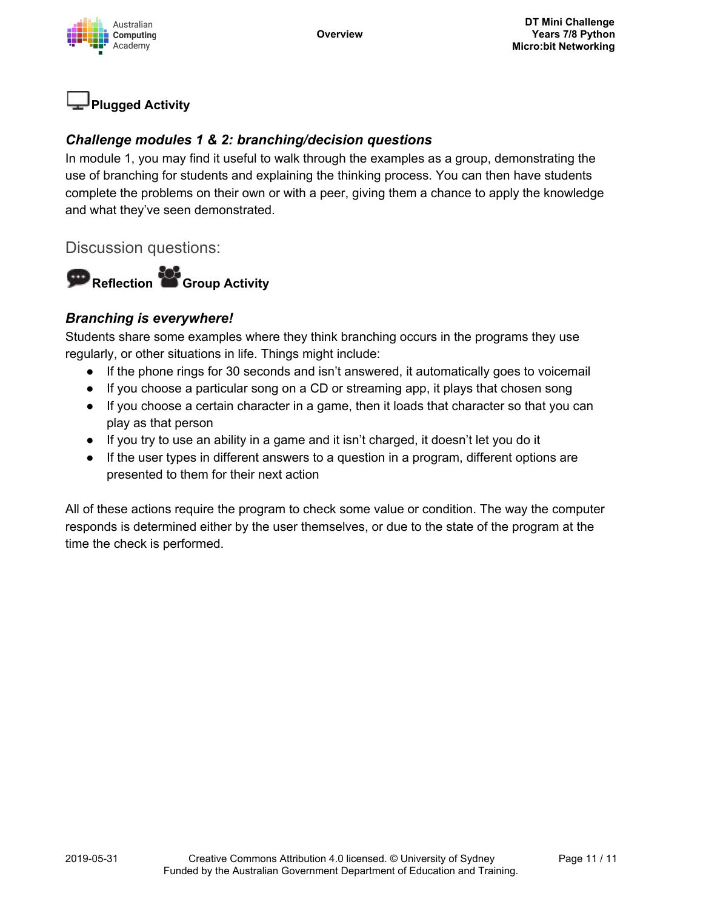## Plugged Activity

### *Challenge modules 1 & 2: branching/decision questions*

In module 1, you may find it useful to walk through the examples as a group, demonstrating the use of branching for students and explaining the thinking process. You can then have students complete the problems on their own or with a peer, giving them a chance to apply the knowledge and what they've seen demonstrated.

## Discussion questions:

**Reflection** **Group Activity**

### *Branching is everywhere!*

Students share some examples where they think branching occurs in the programs they use regularly, or other situations in life. Things might include:

- If the phone rings for 30 seconds and isn't answered, it automatically goes to voicemail
- If you choose a particular song on a CD or streaming app, it plays that chosen song
- If you choose a certain character in a game, then it loads that character so that you can play as that person
- If you try to use an ability in a game and it isn't charged, it doesn't let you do it
- If the user types in different answers to a question in a program, different options are presented to them for their next action

All of these actions require the program to check some value or condition. The way the computer responds is determined either by the user themselves, or due to the state of the program at the time the check is performed.